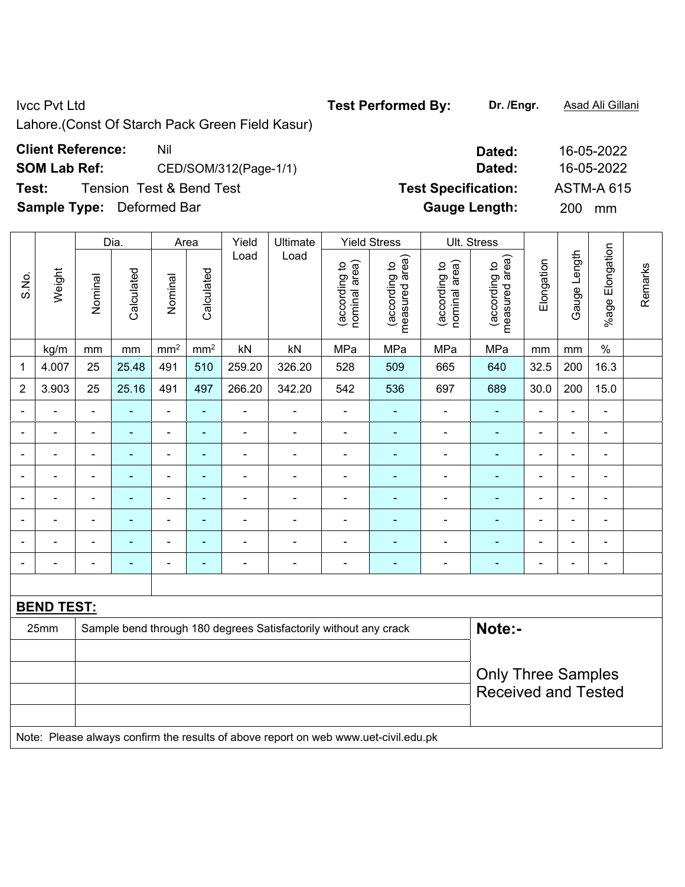Ivcc Pvt Ltd

Lahore.(Const Of Starch Pack Green Field Kasur)

**Test Performed By:** **Dr. /Engr.** Asad Ali Gillani

**Client Reference:** Nil **Dated:** 16-05-2022

**SOM Lab Ref:** CED/SOM/312(Page-1/1) **Dated:** 16-05-2022

**Test:** Tension Test & Bend Test **Test Specification:** ASTM-A 615

**Sample Type:** Deformed Bar **Gauge Length:** 200 mm

| S.No. | Weight | Dia. | | Area | | Yield Load | Ultimate Load | Yield Stress | | Ult. Stress | | Elongation | Gauge Length | %age Elongation | Remarks |
|---|---|---|---|---|---|---|---|---|---|---|---|---|---|---|---|
| | | Nominal | Calculated | Nominal | Calculated | | | (according to nominal area) | (according to measured area) | (according to nominal area) | (according to measured area) | | | | |
| | kg/m | mm | mm | mm² | mm² | kN | kN | MPa | MPa | MPa | MPa | mm | mm | % | |
| 1 | 4.007 | 25 | 25.48 | 491 | 510 | 259.20 | 326.20 | 528 | 509 | 665 | 640 | 32.5 | 200 | 16.3 | |
| 2 | 3.903 | 25 | 25.16 | 491 | 497 | 266.20 | 342.20 | 542 | 536 | 697 | 689 | 30.0 | 200 | 15.0 | |
| - | - | - | - | - | - | - | - | - | - | - | - | - | - | - | |
| - | - | - | - | - | - | - | - | - | - | - | - | - | - | - | |
| - | - | - | - | - | - | - | - | - | - | - | - | - | - | - | |
| - | - | - | - | - | - | - | - | - | - | - | - | - | - | - | |
| - | - | - | - | - | - | - | - | - | - | - | - | - | - | - | |
| - | - | - | - | - | - | - | - | - | - | - | - | - | - | - | |
| - | - | - | - | - | - | - | - | - | - | - | - | - | - | - | |
| - | - | - | - | - | - | - | - | - | - | - | - | - | - | - | |

**BEND TEST:**

| | | |
|---|---|---|
| 25mm | Sample bend through 180 degrees Satisfactorily without any crack | **Note:-** Only Three Samples Received and Tested |

Note: Please always confirm the results of above report on web www.uet-civil.edu.pk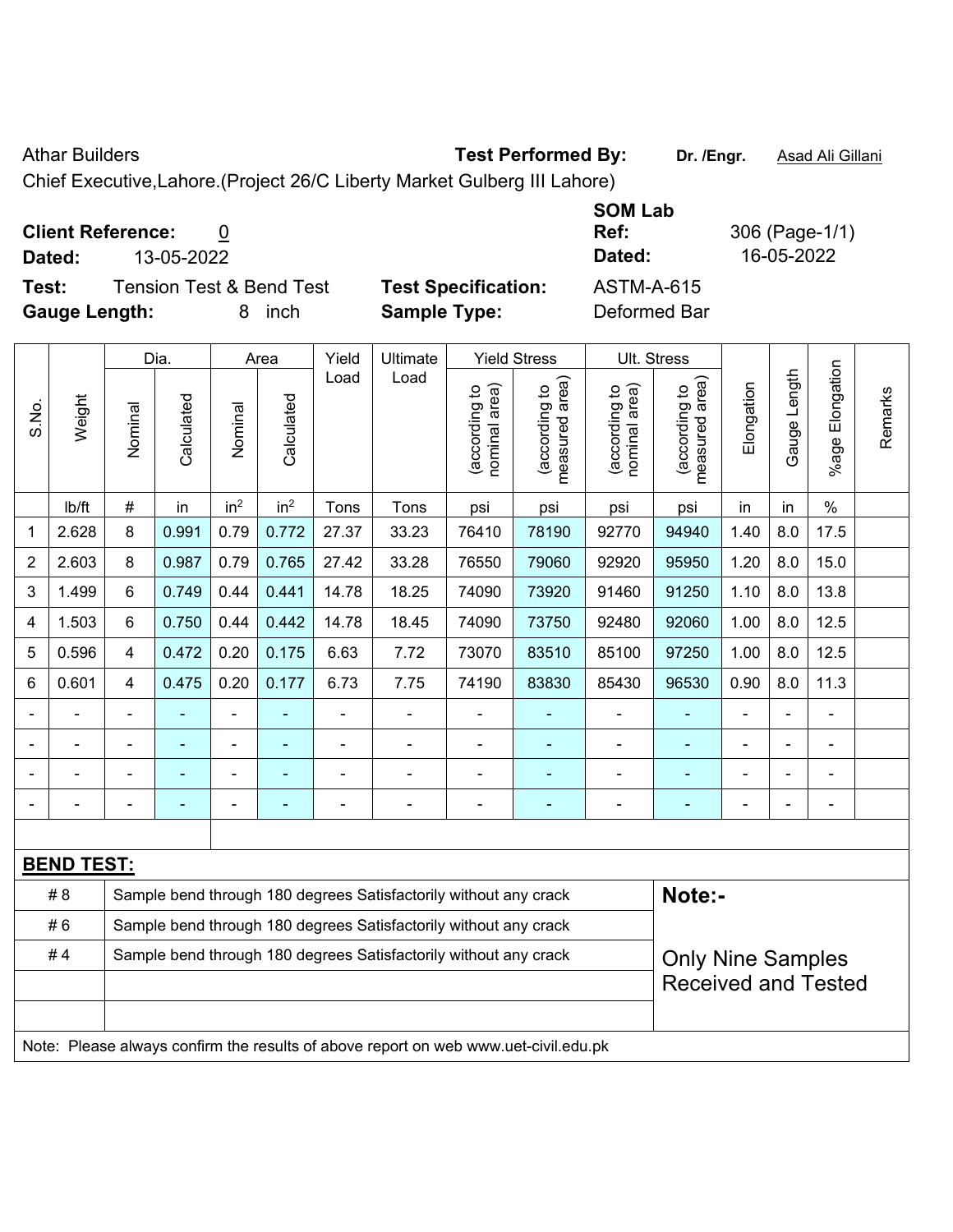Athar Builders **Test Performed By:** **Dr. /Engr.** Asad Ali Gillani

Chief Executive,Lahore.(Project 26/C Liberty Market Gulberg III Lahore)

**Client Reference:** 0 **SOM Lab Ref:** 306 (Page-1/1)

**Dated:** 13-05-2022 **Dated:** 16-05-2022

**Test:** Tension Test & Bend Test **Test Specification:** ASTM-A-615

**Gauge Length:** 8 inch **Sample Type:** Deformed Bar

| S.No. | Weight | Dia. | | Area | | Yield Load | Ultimate Load | Yield Stress | | Ult. Stress | | Elongation | Gauge Length | %age Elongation | Remarks |
|---|---|---|---|---|---|---|---|---|---|---|---|---|---|---|---|
| | | Nominal | Calculated | Nominal | Calculated | | | (according to nominal area) | (according to measured area) | (according to nominal area) | (according to measured area) | | | | |
| | lb/ft | # | in | $in^2$ | $in^2$ | Tons | Tons | psi | psi | psi | psi | in | in | % | |
| 1 | 2.628 | 8 | 0.991 | 0.79 | 0.772 | 27.37 | 33.23 | 76410 | 78190 | 92770 | 94940 | 1.40 | 8.0 | 17.5 | |
| 2 | 2.603 | 8 | 0.987 | 0.79 | 0.765 | 27.42 | 33.28 | 76550 | 79060 | 92920 | 95950 | 1.20 | 8.0 | 15.0 | |
| 3 | 1.499 | 6 | 0.749 | 0.44 | 0.441 | 14.78 | 18.25 | 74090 | 73920 | 91460 | 91250 | 1.10 | 8.0 | 13.8 | |
| 4 | 1.503 | 6 | 0.750 | 0.44 | 0.442 | 14.78 | 18.45 | 74090 | 73750 | 92480 | 92060 | 1.00 | 8.0 | 12.5 | |
| 5 | 0.596 | 4 | 0.472 | 0.20 | 0.175 | 6.63 | 7.72 | 73070 | 83510 | 85100 | 97250 | 1.00 | 8.0 | 12.5 | |
| 6 | 0.601 | 4 | 0.475 | 0.20 | 0.177 | 6.73 | 7.75 | 74190 | 83830 | 85430 | 96530 | 0.90 | 8.0 | 11.3 | |
| - | - | - | - | - | - | - | - | - | - | - | - | - | - | - | |
| - | - | - | - | - | - | - | - | - | - | - | - | - | - | - | |
| - | - | - | - | - | - | - | - | - | - | - | - | - | - | - | |
| - | - | - | - | - | - | - | - | - | - | - | - | - | - | - | |

**BEND TEST:**

| | | |
|---|---|---|
| # 8 | Sample bend through 180 degrees Satisfactorily without any crack | **Note:-** |
| # 6 | Sample bend through 180 degrees Satisfactorily without any crack | |
| # 4 | Sample bend through 180 degrees Satisfactorily without any crack | Only Nine Samples Received and Tested |

Note: Please always confirm the results of above report on web www.uet-civil.edu.pk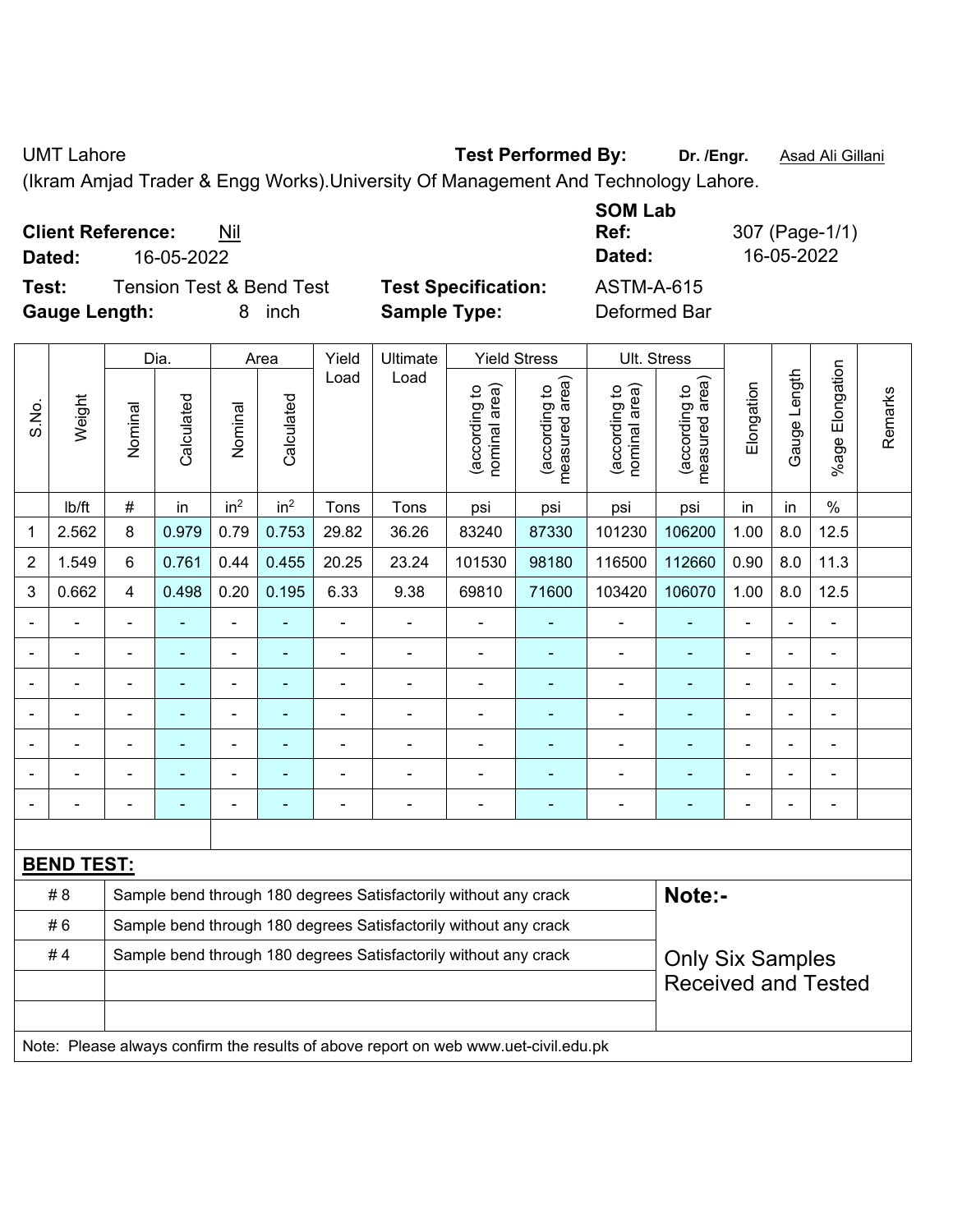UMT Lahore **Test Performed By:** **Dr. /Engr.** Asad Ali Gillani

(Ikram Amjad Trader & Engg Works).University Of Management And Technology Lahore.

**Client Reference:** Nil
**Dated:** 16-05-2022

**SOM Lab Ref:** 307 (Page-1/1)
**Dated:** 16-05-2022

**Test:** Tension Test & Bend Test
**Gauge Length:** 8 inch

**Test Specification:** ASTM-A-615
**Sample Type:** Deformed Bar

| S.No. | Weight | Dia. | | Area | | Yield Load | Ultimate Load | Yield Stress | | Ult. Stress | | Elongation | Gauge Length | %age Elongation | Remarks |
|---|---|---|---|---|---|---|---|---|---|---|---|---|---|---|---|
| | | Nominal | Calculated | Nominal | Calculated | | | (according to nominal area) | (according to measured area) | (according to nominal area) | (according to measured area) | | | | |
| | lb/ft | # | in | in$^2$ | in$^2$ | Tons | Tons | psi | psi | psi | psi | in | in | % | |
| 1 | 2.562 | 8 | 0.979 | 0.79 | 0.753 | 29.82 | 36.26 | 83240 | 87330 | 101230 | 106200 | 1.00 | 8.0 | 12.5 | |
| 2 | 1.549 | 6 | 0.761 | 0.44 | 0.455 | 20.25 | 23.24 | 101530 | 98180 | 116500 | 112660 | 0.90 | 8.0 | 11.3 | |
| 3 | 0.662 | 4 | 0.498 | 0.20 | 0.195 | 6.33 | 9.38 | 69810 | 71600 | 103420 | 106070 | 1.00 | 8.0 | 12.5 | |
| - | - | - | - | - | - | - | - | - | - | - | - | - | - | - | |
| - | - | - | - | - | - | - | - | - | - | - | - | - | - | - | |
| - | - | - | - | - | - | - | - | - | - | - | - | - | - | - | |
| - | - | - | - | - | - | - | - | - | - | - | - | - | - | - | |
| - | - | - | - | - | - | - | - | - | - | - | - | - | - | - | |
| - | - | - | - | - | - | - | - | - | - | - | - | - | - | - | |
| - | - | - | - | - | - | - | - | - | - | - | - | - | - | - | |

**BEND TEST:**

| | |
|---|---|
| # 8 | Sample bend through 180 degrees Satisfactorily without any crack |
| # 6 | Sample bend through 180 degrees Satisfactorily without any crack |
| # 4 | Sample bend through 180 degrees Satisfactorily without any crack |

**Note:-**

Only Six Samples Received and Tested

Note: Please always confirm the results of above report on web www.uet-civil.edu.pk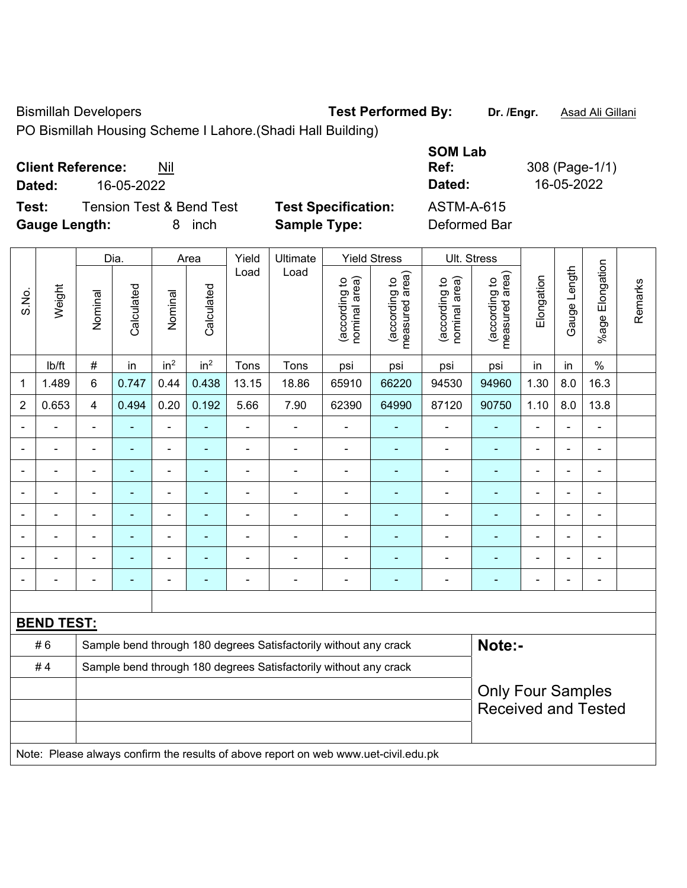Bismillah Developers **Test Performed By:** **Dr. /Engr.** Asad Ali Gillani

PO Bismillah Housing Scheme I Lahore.(Shadi Hall Building)

**Client Reference:** Nil **SOM Lab Ref:** 308 (Page-1/1)

**Dated:** 16-05-2022 **Dated:** 16-05-2022

**Test:** Tension Test & Bend Test **Test Specification:** ASTM-A-615

**Gauge Length:** 8 inch **Sample Type:** Deformed Bar

| S.No. | Weight | Dia. | | Area | | Yield Load | Ultimate Load | Yield Stress | | Ult. Stress | | Elongation | Gauge Length | %age Elongation | Remarks |
|---|---|---|---|---|---|---|---|---|---|---|---|---|---|---|---|
| | | Nominal | Calculated | Nominal | Calculated | | | (according to nominal area) | (according to measured area) | (according to nominal area) | (according to measured area) | | | | |
| | lb/ft | # | in | $in^2$ | $in^2$ | Tons | Tons | psi | psi | psi | psi | in | in | % | |
| 1 | 1.489 | 6 | 0.747 | 0.44 | 0.438 | 13.15 | 18.86 | 65910 | 66220 | 94530 | 94960 | 1.30 | 8.0 | 16.3 | |
| 2 | 0.653 | 4 | 0.494 | 0.20 | 0.192 | 5.66 | 7.90 | 62390 | 64990 | 87120 | 90750 | 1.10 | 8.0 | 13.8 | |
| - | - | - | - | - | - | - | - | - | - | - | - | - | - | - | |
| - | - | - | - | - | - | - | - | - | - | - | - | - | - | - | |
| - | - | - | - | - | - | - | - | - | - | - | - | - | - | - | |
| - | - | - | - | - | - | - | - | - | - | - | - | - | - | - | |
| - | - | - | - | - | - | - | - | - | - | - | - | - | - | - | |
| - | - | - | - | - | - | - | - | - | - | - | - | - | - | - | |
| - | - | - | - | - | - | - | - | - | - | - | - | - | - | - | |
| - | - | - | - | - | - | - | - | - | - | - | - | - | - | - | |

**BEND TEST:**

| | | |
|---|---|---|
| # 6 | Sample bend through 180 degrees Satisfactorily without any crack | **Note:-** |
| # 4 | Sample bend through 180 degrees Satisfactorily without any crack | Only Four Samples Received and Tested |

Note: Please always confirm the results of above report on web www.uet-civil.edu.pk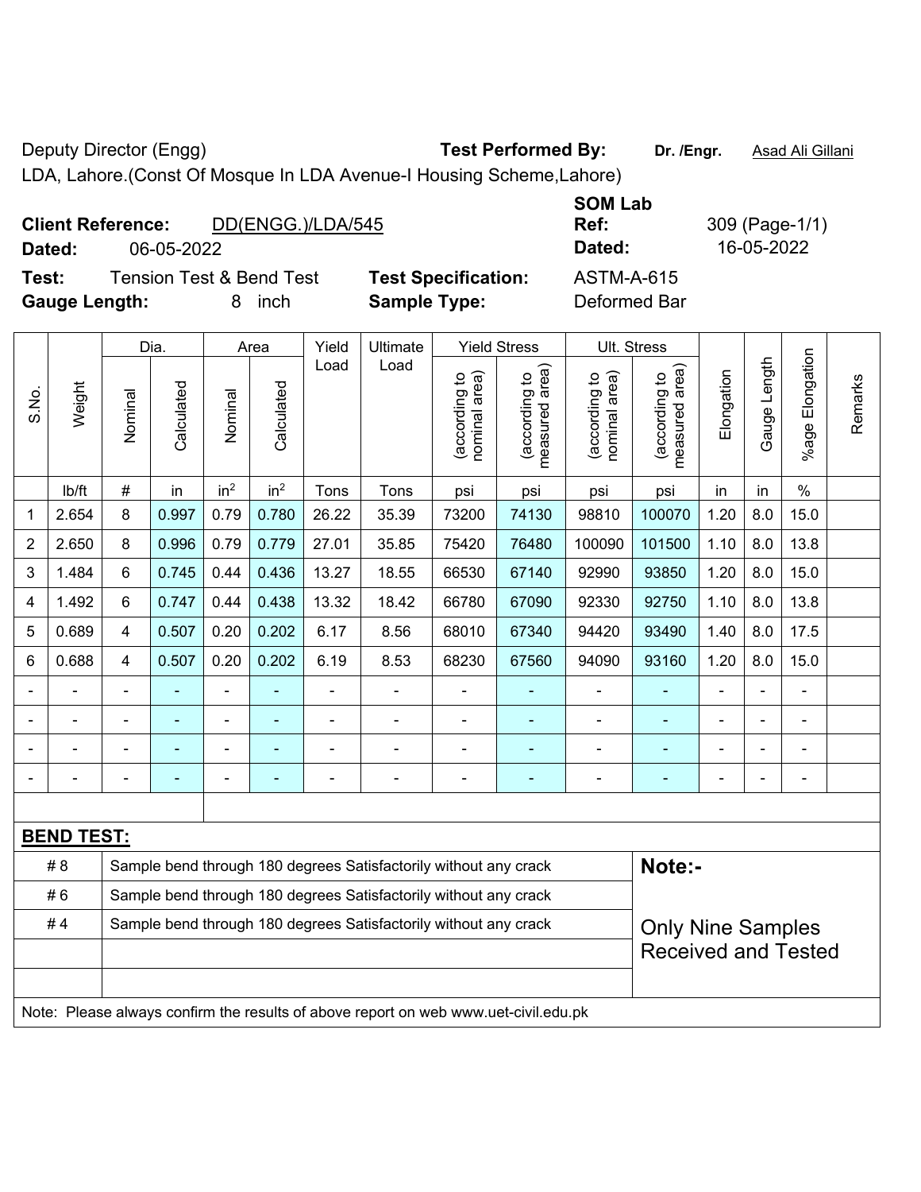Deputy Director (Engg) **Test Performed By:** **Dr. /Engr.** Asad Ali Gillani

LDA, Lahore.(Const Of Mosque In LDA Avenue-I Housing Scheme,Lahore)

**Client Reference:** DD(ENGG.)/LDA/545

**Dated:** 06-05-2022

**SOM Lab Ref:** 309 (Page-1/1)

**Dated:** 16-05-2022

**Test:** Tension Test & Bend Test

**Test Specification:** ASTM-A-615

**Gauge Length:** 8 inch

**Sample Type:** Deformed Bar

| S.No. | Weight | Dia. | | Area | | Yield Load | Ultimate Load | Yield Stress | | Ult. Stress | | Elongation | Gauge Length | %age Elongation | Remarks |
|---|---|---|---|---|---|---|---|---|---|---|---|---|---|---|---|
| | | Nominal | Calculated | Nominal | Calculated | | | (according to nominal area) | (according to measured area) | (according to nominal area) | (according to measured area) | | | | |
| | lb/ft | # | in | in$^2$ | in$^2$ | Tons | Tons | psi | psi | psi | psi | in | in | % | |
| 1 | 2.654 | 8 | 0.997 | 0.79 | 0.780 | 26.22 | 35.39 | 73200 | 74130 | 98810 | 100070 | 1.20 | 8.0 | 15.0 | |
| 2 | 2.650 | 8 | 0.996 | 0.79 | 0.779 | 27.01 | 35.85 | 75420 | 76480 | 100090 | 101500 | 1.10 | 8.0 | 13.8 | |
| 3 | 1.484 | 6 | 0.745 | 0.44 | 0.436 | 13.27 | 18.55 | 66530 | 67140 | 92990 | 93850 | 1.20 | 8.0 | 15.0 | |
| 4 | 1.492 | 6 | 0.747 | 0.44 | 0.438 | 13.32 | 18.42 | 66780 | 67090 | 92330 | 92750 | 1.10 | 8.0 | 13.8 | |
| 5 | 0.689 | 4 | 0.507 | 0.20 | 0.202 | 6.17 | 8.56 | 68010 | 67340 | 94420 | 93490 | 1.40 | 8.0 | 17.5 | |
| 6 | 0.688 | 4 | 0.507 | 0.20 | 0.202 | 6.19 | 8.53 | 68230 | 67560 | 94090 | 93160 | 1.20 | 8.0 | 15.0 | |
| - | - | - | - | - | - | - | - | - | - | - | - | - | - | - | |
| - | - | - | - | - | - | - | - | - | - | - | - | - | - | - | |
| - | - | - | - | - | - | - | - | - | - | - | - | - | - | - | |
| - | - | - | - | - | - | - | - | - | - | - | - | - | - | - | |

**BEND TEST:**

| | | |
|---|---|---|
| # 8 | Sample bend through 180 degrees Satisfactorily without any crack | **Note:-** |
| # 6 | Sample bend through 180 degrees Satisfactorily without any crack | |
| # 4 | Sample bend through 180 degrees Satisfactorily without any crack | Only Nine Samples Received and Tested |

Note: Please always confirm the results of above report on web www.uet-civil.edu.pk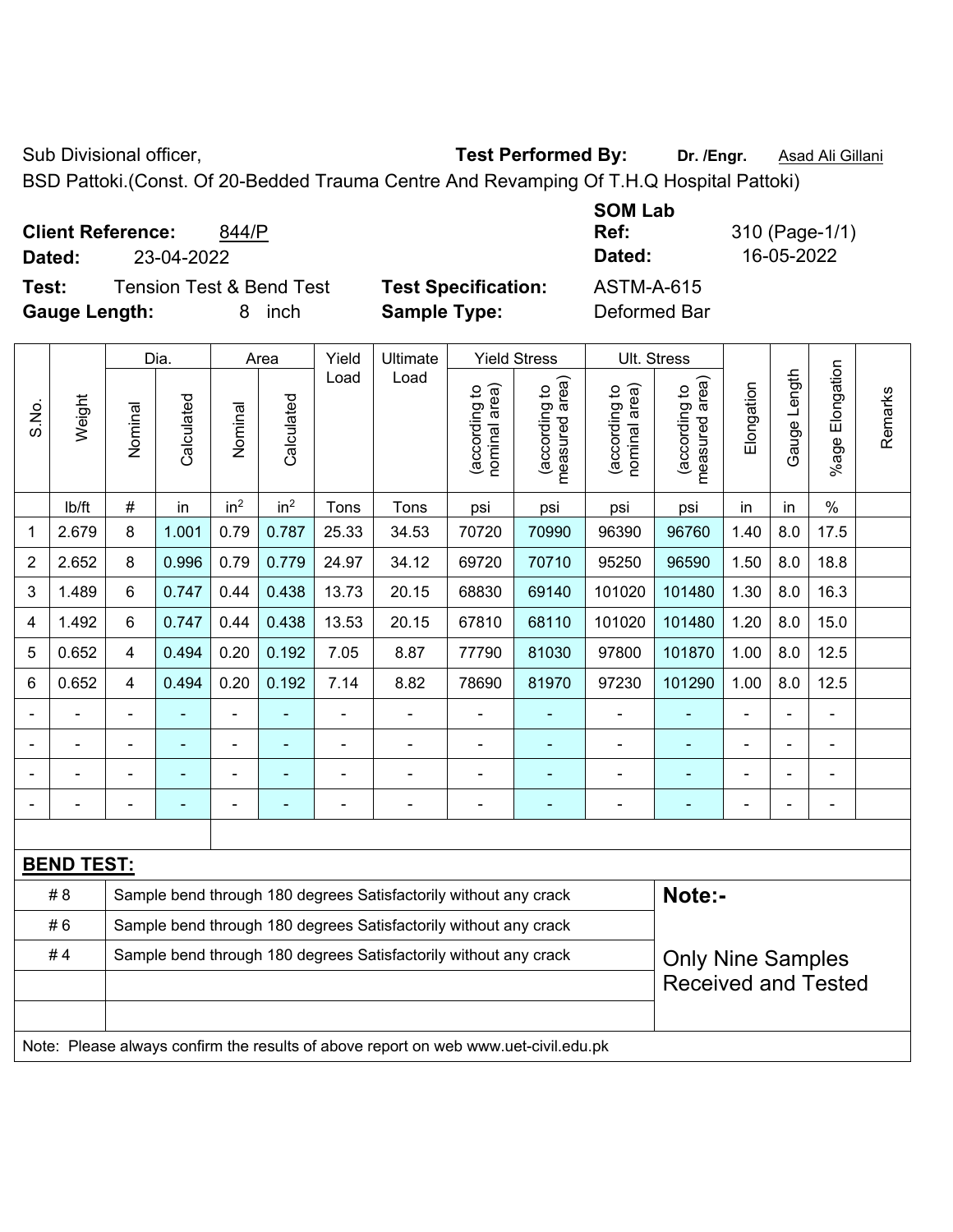Sub Divisional officer, **Test Performed By:** **Dr. /Engr.** Asad Ali Gillani

BSD Pattoki.(Const. Of 20-Bedded Trauma Centre And Revamping Of T.H.Q Hospital Pattoki)

**Client Reference:** 844/P **SOM Lab Ref:** 310 (Page-1/1)

**Dated:** 23-04-2022 **Dated:** 16-05-2022

**Test:** Tension Test & Bend Test **Test Specification:** ASTM-A-615

**Gauge Length:** 8 inch **Sample Type:** Deformed Bar

| S.No. | Weight | Dia. | | Area | | Yield Load | Ultimate Load | Yield Stress | | Ult. Stress | | Elongation | Gauge Length | %age Elongation | Remarks |
|---|---|---|---|---|---|---|---|---|---|---|---|---|---|---|---|
| | | Nominal | Calculated | Nominal | Calculated | | | (according to nominal area) | (according to measured area) | (according to nominal area) | (according to measured area) | | | | |
| | lb/ft | # | in | in$^2$ | in$^2$ | Tons | Tons | psi | psi | psi | psi | in | in | % | |
| 1 | 2.679 | 8 | 1.001 | 0.79 | 0.787 | 25.33 | 34.53 | 70720 | 70990 | 96390 | 96760 | 1.40 | 8.0 | 17.5 | |
| 2 | 2.652 | 8 | 0.996 | 0.79 | 0.779 | 24.97 | 34.12 | 69720 | 70710 | 95250 | 96590 | 1.50 | 8.0 | 18.8 | |
| 3 | 1.489 | 6 | 0.747 | 0.44 | 0.438 | 13.73 | 20.15 | 68830 | 69140 | 101020 | 101480 | 1.30 | 8.0 | 16.3 | |
| 4 | 1.492 | 6 | 0.747 | 0.44 | 0.438 | 13.53 | 20.15 | 67810 | 68110 | 101020 | 101480 | 1.20 | 8.0 | 15.0 | |
| 5 | 0.652 | 4 | 0.494 | 0.20 | 0.192 | 7.05 | 8.87 | 77790 | 81030 | 97800 | 101870 | 1.00 | 8.0 | 12.5 | |
| 6 | 0.652 | 4 | 0.494 | 0.20 | 0.192 | 7.14 | 8.82 | 78690 | 81970 | 97230 | 101290 | 1.00 | 8.0 | 12.5 | |
| - | - | - | - | - | - | - | - | - | - | - | - | - | - | - | |
| - | - | - | - | - | - | - | - | - | - | - | - | - | - | - | |
| - | - | - | - | - | - | - | - | - | - | - | - | - | - | - | |
| - | - | - | - | - | - | - | - | - | - | - | - | - | - | - | |

**BEND TEST:**

| | | |
|---|---|---|
| # 8 | Sample bend through 180 degrees Satisfactorily without any crack | **Note:-** |
| # 6 | Sample bend through 180 degrees Satisfactorily without any crack | |
| # 4 | Sample bend through 180 degrees Satisfactorily without any crack | Only Nine Samples Received and Tested |

Note: Please always confirm the results of above report on web www.uet-civil.edu.pk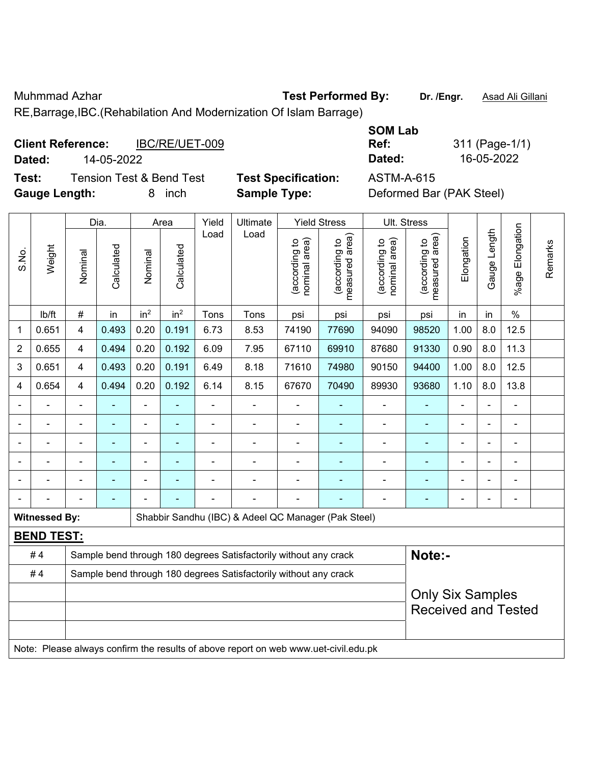Muhmmad Azhar **Test Performed By:** **Dr. /Engr.** Asad Ali Gillani

RE,Barrage,IBC.(Rehabilation And Modernization Of Islam Barrage)

**Client Reference:** IBC/RE/UET-009

**Dated:** 14-05-2022

**SOM Lab Ref:** 311 (Page-1/1)

**Dated:** 16-05-2022

**Test:** Tension Test & Bend Test

**Test Specification:** ASTM-A-615

**Gauge Length:** 8 inch

**Sample Type:** Deformed Bar (PAK Steel)

| S.No. | Weight | Dia. | | Area | | Yield Load | Ultimate Load | Yield Stress | | Ult. Stress | | Elongation | Gauge Length | %age Elongation | Remarks |
|---|---|---|---|---|---|---|---|---|---|---|---|---|---|---|---|
| | | Nominal | Calculated | Nominal | Calculated | | | (according to nominal area) | (according to measured area) | (according to nominal area) | (according to measured area) | | | | |
| | lb/ft | # | in | $in^2$ | $in^2$ | Tons | Tons | psi | psi | psi | psi | in | in | % | |
| 1 | 0.651 | 4 | 0.493 | 0.20 | 0.191 | 6.73 | 8.53 | 74190 | 77690 | 94090 | 98520 | 1.00 | 8.0 | 12.5 | |
| 2 | 0.655 | 4 | 0.494 | 0.20 | 0.192 | 6.09 | 7.95 | 67110 | 69910 | 87680 | 91330 | 0.90 | 8.0 | 11.3 | |
| 3 | 0.651 | 4 | 0.493 | 0.20 | 0.191 | 6.49 | 8.18 | 71610 | 74980 | 90150 | 94400 | 1.00 | 8.0 | 12.5 | |
| 4 | 0.654 | 4 | 0.494 | 0.20 | 0.192 | 6.14 | 8.15 | 67670 | 70490 | 89930 | 93680 | 1.10 | 8.0 | 13.8 | |
| - | - | - | - | - | - | - | - | - | - | - | - | - | - | - | |
| - | - | - | - | - | - | - | - | - | - | - | - | - | - | - | |
| - | - | - | - | - | - | - | - | - | - | - | - | - | - | - | |
| - | - | - | - | - | - | - | - | - | - | - | - | - | - | - | |
| - | - | - | - | - | - | - | - | - | - | - | - | - | - | - | |
| - | - | - | - | - | - | - | - | - | - | - | - | - | - | - | |

**Witnessed By:** Shabbir Sandhu (IBC) & Adeel QC Manager (Pak Steel)

**BEND TEST:**

| # | Result |
|---|---|
| # 4 | Sample bend through 180 degrees Satisfactorily without any crack |
| # 4 | Sample bend through 180 degrees Satisfactorily without any crack |

**Note:-**

Only Six Samples Received and Tested

Note: Please always confirm the results of above report on web www.uet-civil.edu.pk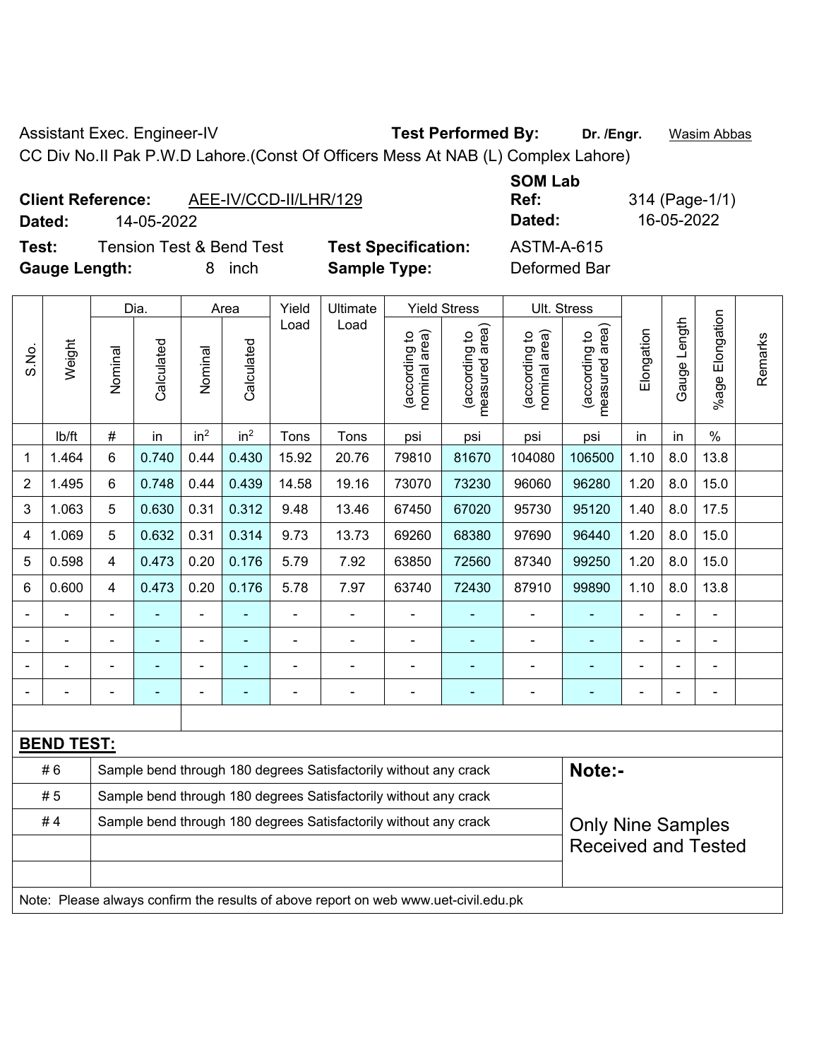Assistant Exec. Engineer-IV **Test Performed By:** **Dr. /Engr.** Wasim Abbas

CC Div No.II Pak P.W.D Lahore.(Const Of Officers Mess At NAB (L) Complex Lahore)

**Client Reference:** AEE-IV/CCD-II/LHR/129

**Dated:** 14-05-2022

**SOM Lab Ref:** 314 (Page-1/1)

**Dated:** 16-05-2022

**Test:** Tension Test & Bend Test

**Test Specification:** ASTM-A-615

**Gauge Length:** 8 inch

**Sample Type:** Deformed Bar

| S.No. | Weight | Dia. | | Area | | Yield Load | Ultimate Load | Yield Stress | | Ult. Stress | | Elongation | Gauge Length | %age Elongation | Remarks |
|---|---|---|---|---|---|---|---|---|---|---|---|---|---|---|---|
| | | Nominal | Calculated | Nominal | Calculated | | | (according to nominal area) | (according to measured area) | (according to nominal area) | (according to measured area) | | | | |
| | lb/ft | # | in | in² | in² | Tons | Tons | psi | psi | psi | psi | in | in | % | |
| 1 | 1.464 | 6 | 0.740 | 0.44 | 0.430 | 15.92 | 20.76 | 79810 | 81670 | 104080 | 106500 | 1.10 | 8.0 | 13.8 | |
| 2 | 1.495 | 6 | 0.748 | 0.44 | 0.439 | 14.58 | 19.16 | 73070 | 73230 | 96060 | 96280 | 1.20 | 8.0 | 15.0 | |
| 3 | 1.063 | 5 | 0.630 | 0.31 | 0.312 | 9.48 | 13.46 | 67450 | 67020 | 95730 | 95120 | 1.40 | 8.0 | 17.5 | |
| 4 | 1.069 | 5 | 0.632 | 0.31 | 0.314 | 9.73 | 13.73 | 69260 | 68380 | 97690 | 96440 | 1.20 | 8.0 | 15.0 | |
| 5 | 0.598 | 4 | 0.473 | 0.20 | 0.176 | 5.79 | 7.92 | 63850 | 72560 | 87340 | 99250 | 1.20 | 8.0 | 15.0 | |
| 6 | 0.600 | 4 | 0.473 | 0.20 | 0.176 | 5.78 | 7.97 | 63740 | 72430 | 87910 | 99890 | 1.10 | 8.0 | 13.8 | |
| - | - | - | - | - | - | - | - | - | - | - | - | - | - | - | |
| - | - | - | - | - | - | - | - | - | - | - | - | - | - | - | |
| - | - | - | - | - | - | - | - | - | - | - | - | - | - | - | |
| - | - | - | - | - | - | - | - | - | - | - | - | - | - | - | |

**BEND TEST:**

| Bar | Result | Note |
|---|---|---|
| # 6 | Sample bend through 180 degrees Satisfactorily without any crack | **Note:-** |
| # 5 | Sample bend through 180 degrees Satisfactorily without any crack | |
| # 4 | Sample bend through 180 degrees Satisfactorily without any crack | Only Nine Samples Received and Tested |

Note: Please always confirm the results of above report on web www.uet-civil.edu.pk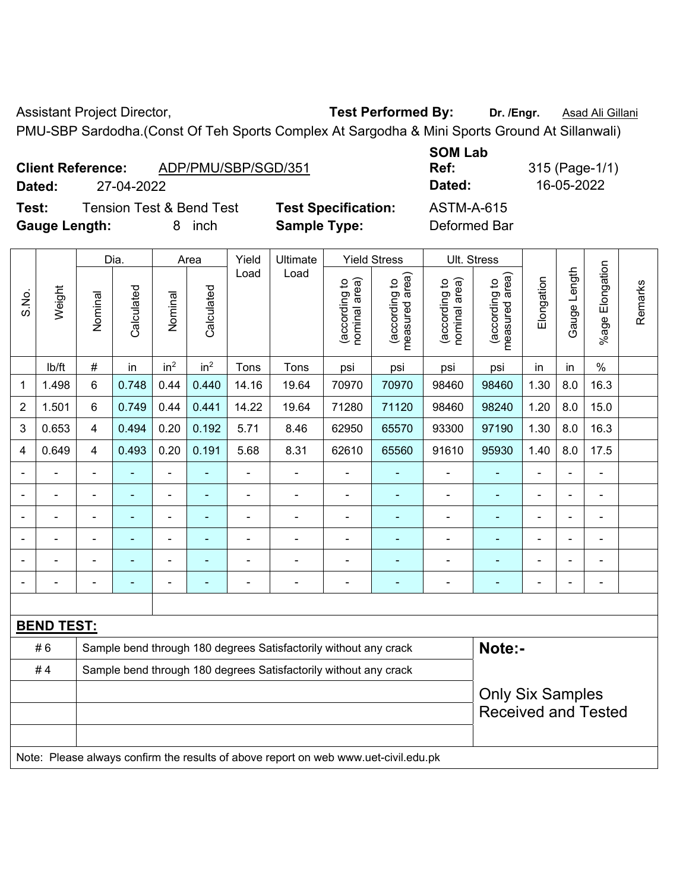Assistant Project Director, **Test Performed By:** **Dr. /Engr.** Asad Ali Gillani

PMU-SBP Sardodha.(Const Of Teh Sports Complex At Sargodha & Mini Sports Ground At Sillanwali)

**Client Reference:** ADP/PMU/SBP/SGD/351 **SOM Lab Ref:** 315 (Page-1/1)

**Dated:** 27-04-2022 **Dated:** 16-05-2022

**Test:** Tension Test & Bend Test **Test Specification:** ASTM-A-615

**Gauge Length:** 8 inch **Sample Type:** Deformed Bar

| S.No. | Weight | Dia. | | Area | | Yield Load | Ultimate Load | Yield Stress | | Ult. Stress | | Elongation | Gauge Length | %age Elongation | Remarks |
|---|---|---|---|---|---|---|---|---|---|---|---|---|---|---|---|
| | | Nominal | Calculated | Nominal | Calculated | | | (according to nominal area) | (according to measured area) | (according to nominal area) | (according to measured area) | | | | |
| | lb/ft | # | in | in$^2$ | in$^2$ | Tons | Tons | psi | psi | psi | psi | in | in | % | |
| 1 | 1.498 | 6 | 0.748 | 0.44 | 0.440 | 14.16 | 19.64 | 70970 | 70970 | 98460 | 98460 | 1.30 | 8.0 | 16.3 | |
| 2 | 1.501 | 6 | 0.749 | 0.44 | 0.441 | 14.22 | 19.64 | 71280 | 71120 | 98460 | 98240 | 1.20 | 8.0 | 15.0 | |
| 3 | 0.653 | 4 | 0.494 | 0.20 | 0.192 | 5.71 | 8.46 | 62950 | 65570 | 93300 | 97190 | 1.30 | 8.0 | 16.3 | |
| 4 | 0.649 | 4 | 0.493 | 0.20 | 0.191 | 5.68 | 8.31 | 62610 | 65560 | 91610 | 95930 | 1.40 | 8.0 | 17.5 | |
| - | - | - | - | - | - | - | - | - | - | - | - | - | - | - | |
| - | - | - | - | - | - | - | - | - | - | - | - | - | - | - | |
| - | - | - | - | - | - | - | - | - | - | - | - | - | - | - | |
| - | - | - | - | - | - | - | - | - | - | - | - | - | - | - | |
| - | - | - | - | - | - | - | - | - | - | - | - | - | - | - | |
| - | - | - | - | - | - | - | - | - | - | - | - | - | - | - | |

**BEND TEST:**

| | | |
|---|---|---|
| # 6 | Sample bend through 180 degrees Satisfactorily without any crack | **Note:-** |
| # 4 | Sample bend through 180 degrees Satisfactorily without any crack | Only Six Samples Received and Tested |

Note: Please always confirm the results of above report on web www.uet-civil.edu.pk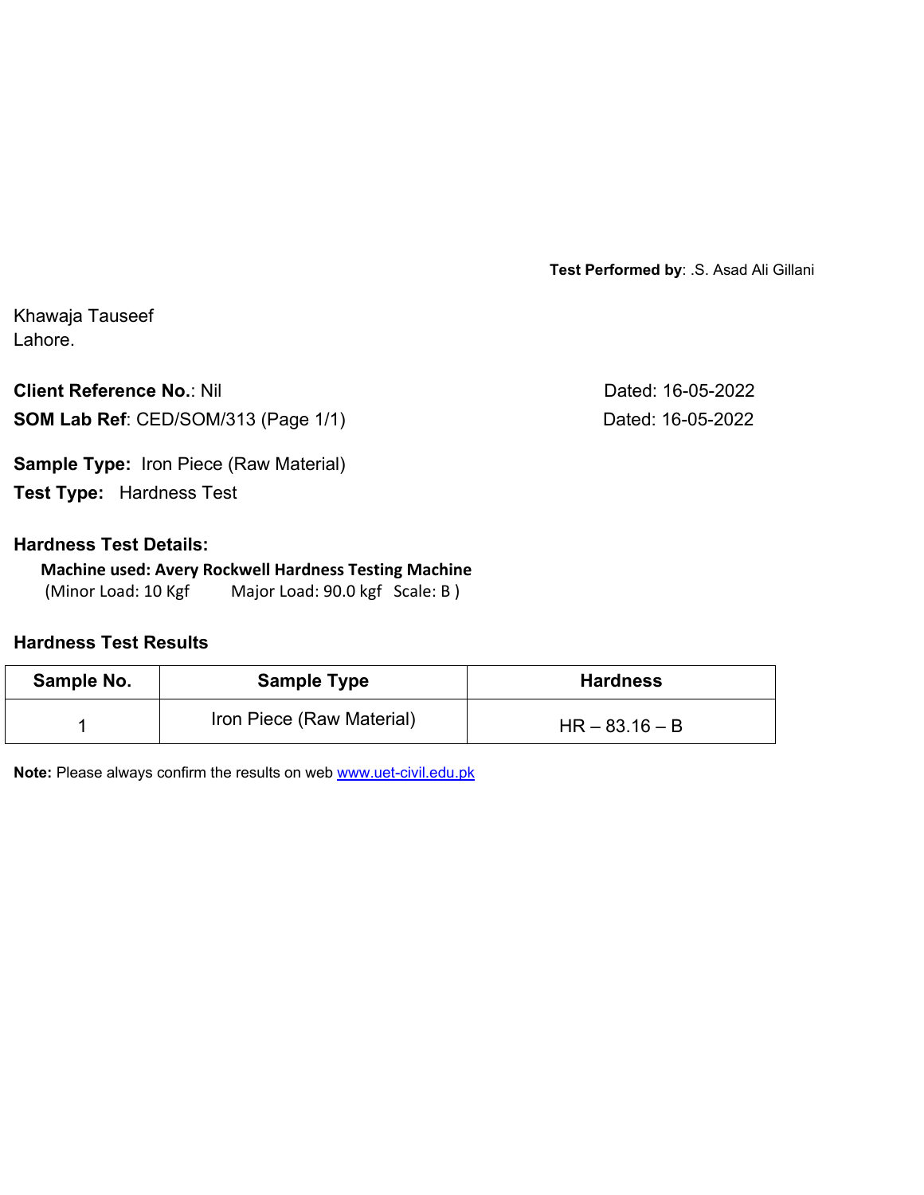**Test Performed by**: .S. Asad Ali Gillani

Khawaja Tauseef
Lahore.

**Client Reference No.**: Nil    Dated: 16-05-2022

**SOM Lab Ref**: CED/SOM/313 (Page 1/1)    Dated: 16-05-2022

**Sample Type:** Iron Piece (Raw Material)

**Test Type:** Hardness Test

**Hardness Test Details:**

**Machine used: Avery Rockwell Hardness Testing Machine**
(Minor Load: 10 Kgf    Major Load: 90.0 kgf   Scale: B )

**Hardness Test Results**

| Sample No. | Sample Type | Hardness |
|---|---|---|
| 1 | Iron Piece (Raw Material) | HR – 83.16 – B |

**Note:** Please always confirm the results on web www.uet-civil.edu.pk